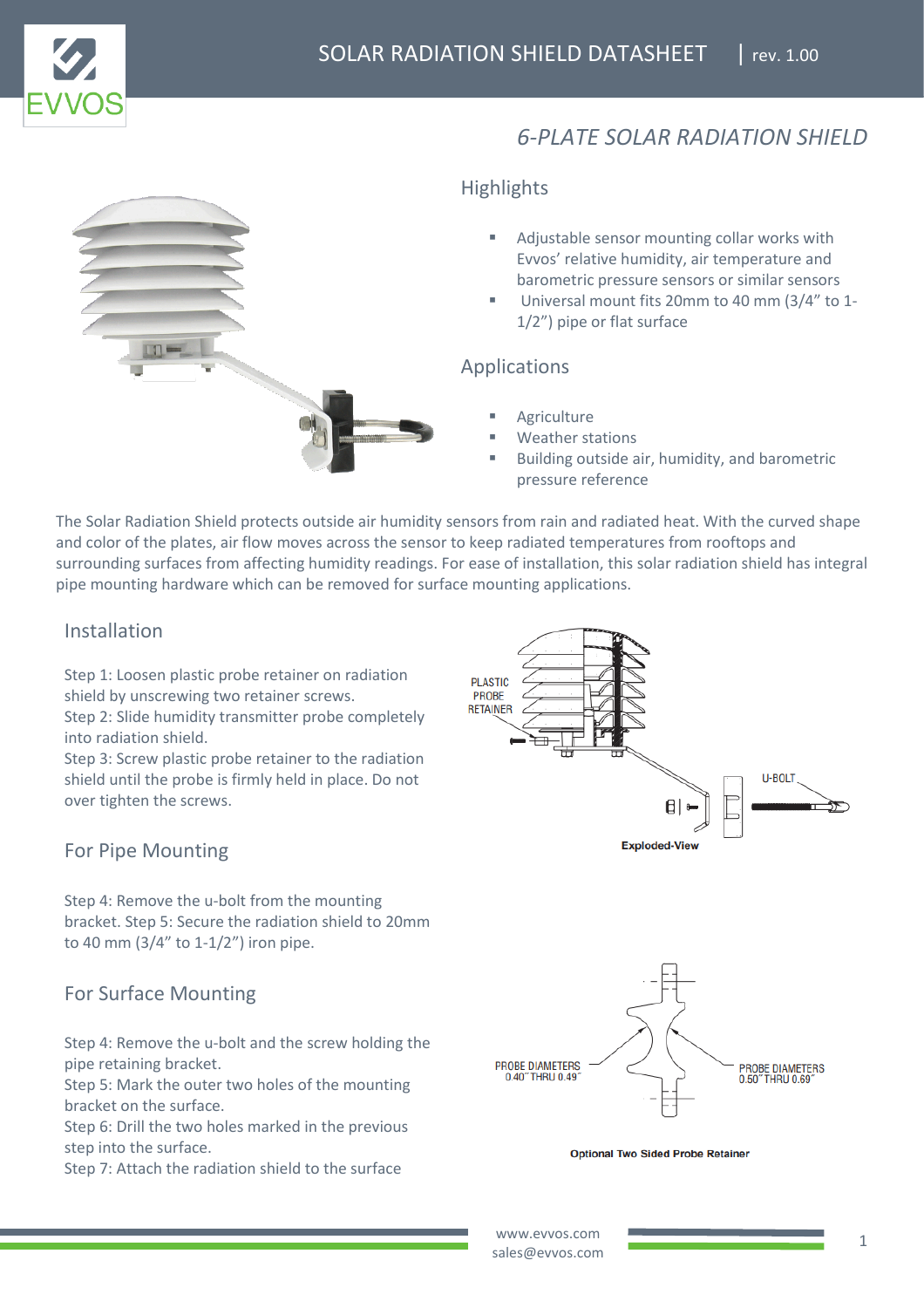# 6-PLATE SOLAR RADIATION SHIELD

## Highlights

- Adjustable sensor mounting collar works with Evvos' relative humidity, air temperature and barometric pressure sensors or similar sensors
- Universal mount fits 20mm to 40 mm (3/4" to 1-1/2") pipe or flat surface

## Applications

- Agriculture
- Weather stations
- Building outside air, humidity, and barometric pressure reference

The Solar Radiation Shield protects outside air humidity sensors from rain and radiated heat. With the curved shape and color of the plates, air flow moves across the sensor to keep radiated temperatures from rooftops and surrounding surfaces from affecting humidity readings. For ease of installation, this solar radiation shield has integral pipe mounting hardware which can be removed for surface mounting applications.

## Installation

Step 1: Loosen plastic probe retainer on radiation shield by unscrewing two retainer screws.
Step 2: Slide humidity transmitter probe completely into radiation shield.
Step 3: Screw plastic probe retainer to the radiation shield until the probe is firmly held in place. Do not over tighten the screws.

PLASTIC PROBE RETAINER

U-BOLT

Exploded-View

## For Pipe Mounting

Step 4: Remove the u-bolt from the mounting bracket. Step 5: Secure the radiation shield to 20mm to 40 mm (3/4" to 1-1/2") iron pipe.

## For Surface Mounting

Step 4: Remove the u-bolt and the screw holding the pipe retaining bracket.
Step 5: Mark the outer two holes of the mounting bracket on the surface.
Step 6: Drill the two holes marked in the previous step into the surface.
Step 7: Attach the radiation shield to the surface

PROBE DIAMETERS 0.40" THRU 0.49"

PROBE DIAMETERS 0.50" THRU 0.69"

Optional Two Sided Probe Retainer

www.evvos.com
sales@evvos.com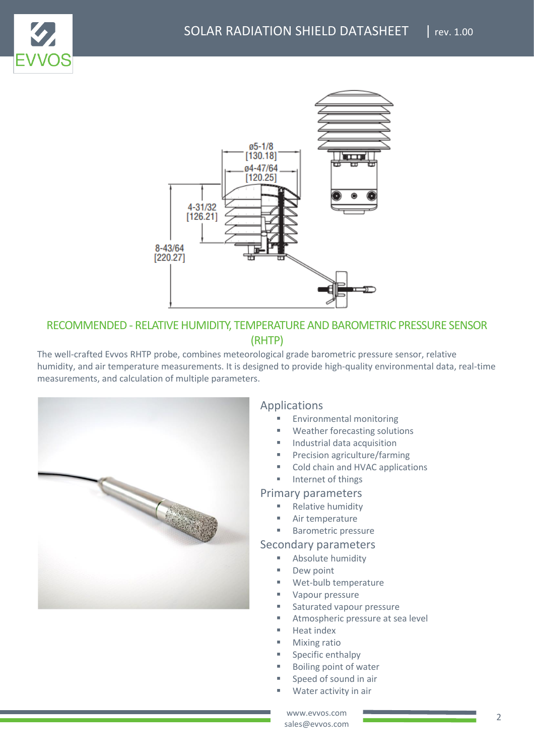ø5-1/8
[130.18]
ø4-47/64
[120.25]
4-31/32
[126.21]
8-43/64
[220.27]

## RECOMMENDED - RELATIVE HUMIDITY, TEMPERATURE AND BAROMETRIC PRESSURE SENSOR (RHTP)

The well-crafted Evvos RHTP probe, combines meteorological grade barometric pressure sensor, relative humidity, and air temperature measurements. It is designed to provide high-quality environmental data, real-time measurements, and calculation of multiple parameters.

### Applications

- Environmental monitoring
- Weather forecasting solutions
- Industrial data acquisition
- Precision agriculture/farming
- Cold chain and HVAC applications
- Internet of things

### Primary parameters

- Relative humidity
- Air temperature
- Barometric pressure

### Secondary parameters

- Absolute humidity
- Dew point
- Wet-bulb temperature
- Vapour pressure
- Saturated vapour pressure
- Atmospheric pressure at sea level
- Heat index
- Mixing ratio
- Specific enthalpy
- Boiling point of water
- Speed of sound in air
- Water activity in air

www.evvos.com
sales@evvos.com